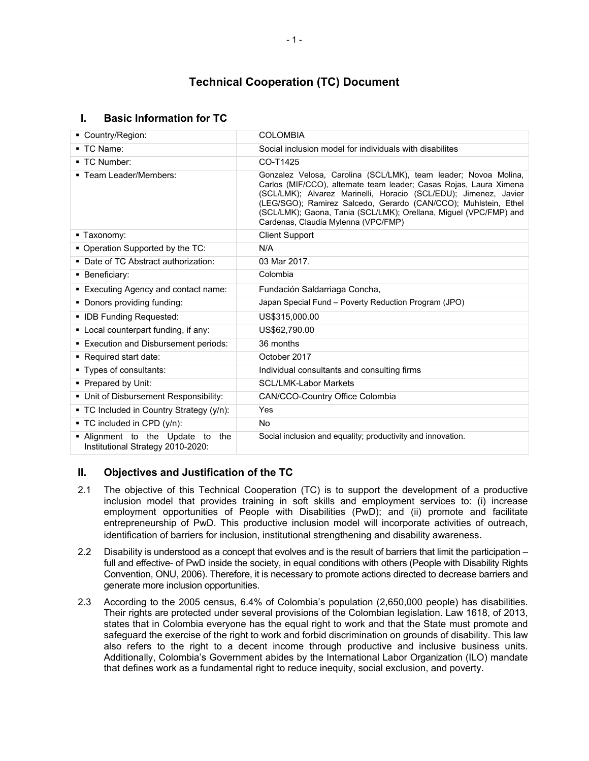# Technical Cooperation (TC) Document

## I. Basic Information for TC

| | |
|---|---|
| ▪ Country/Region: | COLOMBIA |
| ▪ TC Name: | Social inclusion model for individuals with disabilites |
| ▪ TC Number: | CO-T1425 |
| ▪ Team Leader/Members: | Gonzalez Velosa, Carolina (SCL/LMK), team leader; Novoa Molina, Carlos (MIF/CCO), alternate team leader; Casas Rojas, Laura Ximena (SCL/LMK); Alvarez Marinelli, Horacio (SCL/EDU); Jimenez, Javier (LEG/SGO); Ramirez Salcedo, Gerardo (CAN/CCO); Muhlstein, Ethel (SCL/LMK); Gaona, Tania (SCL/LMK); Orellana, Miguel (VPC/FMP) and Cardenas, Claudia Mylenna (VPC/FMP) |
| ▪ Taxonomy: | Client Support |
| ▪ Operation Supported by the TC: | N/A |
| ▪ Date of TC Abstract authorization: | 03 Mar 2017. |
| ▪ Beneficiary: | Colombia |
| ▪ Executing Agency and contact name: | Fundación Saldarriaga Concha, |
| ▪ Donors providing funding: | Japan Special Fund – Poverty Reduction Program (JPO) |
| ▪ IDB Funding Requested: | US$315,000.00 |
| ▪ Local counterpart funding, if any: | US$62,790.00 |
| ▪ Execution and Disbursement periods: | 36 months |
| ▪ Required start date: | October 2017 |
| ▪ Types of consultants: | Individual consultants and consulting firms |
| ▪ Prepared by Unit: | SCL/LMK-Labor Markets |
| ▪ Unit of Disbursement Responsibility: | CAN/CCO-Country Office Colombia |
| ▪ TC Included in Country Strategy (y/n): | Yes |
| ▪ TC included in CPD (y/n): | No |
| ▪ Alignment to the Update to the Institutional Strategy 2010-2020: | Social inclusion and equality; productivity and innovation. |

## II. Objectives and Justification of the TC

2.1 The objective of this Technical Cooperation (TC) is to support the development of a productive inclusion model that provides training in soft skills and employment services to: (i) increase employment opportunities of People with Disabilities (PwD); and (ii) promote and facilitate entrepreneurship of PwD. This productive inclusion model will incorporate activities of outreach, identification of barriers for inclusion, institutional strengthening and disability awareness.

2.2 Disability is understood as a concept that evolves and is the result of barriers that limit the participation – full and effective- of PwD inside the society, in equal conditions with others (People with Disability Rights Convention, ONU, 2006). Therefore, it is necessary to promote actions directed to decrease barriers and generate more inclusion opportunities.

2.3 According to the 2005 census, 6.4% of Colombia's population (2,650,000 people) has disabilities. Their rights are protected under several provisions of the Colombian legislation. Law 1618, of 2013, states that in Colombia everyone has the equal right to work and that the State must promote and safeguard the exercise of the right to work and forbid discrimination on grounds of disability. This law also refers to the right to a decent income through productive and inclusive business units. Additionally, Colombia's Government abides by the International Labor Organization (ILO) mandate that defines work as a fundamental right to reduce inequity, social exclusion, and poverty.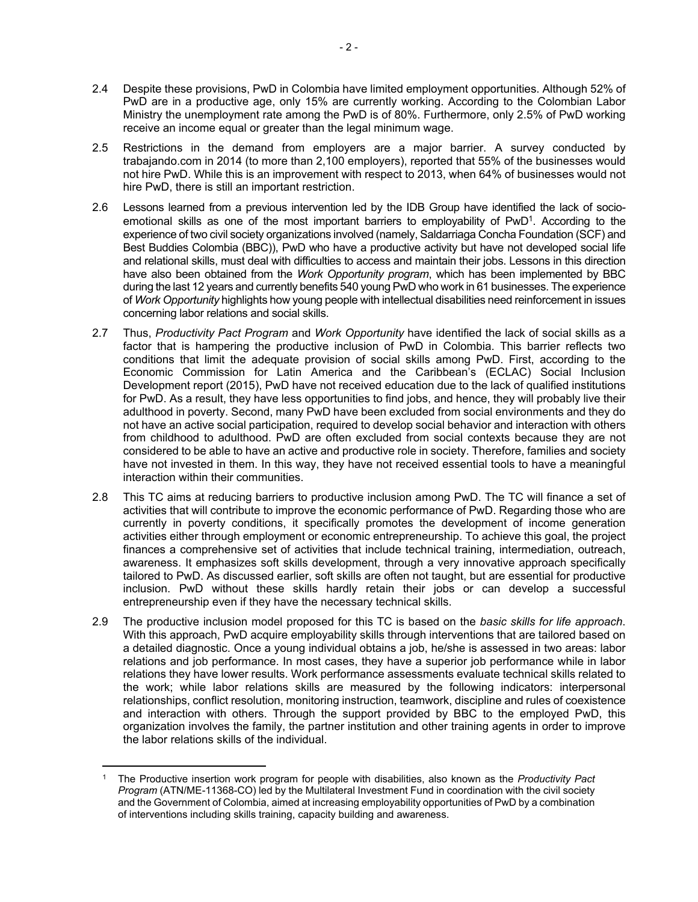2.4 Despite these provisions, PwD in Colombia have limited employment opportunities. Although 52% of PwD are in a productive age, only 15% are currently working. According to the Colombian Labor Ministry the unemployment rate among the PwD is of 80%. Furthermore, only 2.5% of PwD working receive an income equal or greater than the legal minimum wage.

2.5 Restrictions in the demand from employers are a major barrier. A survey conducted by trabajando.com in 2014 (to more than 2,100 employers), reported that 55% of the businesses would not hire PwD. While this is an improvement with respect to 2013, when 64% of businesses would not hire PwD, there is still an important restriction.

2.6 Lessons learned from a previous intervention led by the IDB Group have identified the lack of socio-emotional skills as one of the most important barriers to employability of PwD[1]. According to the experience of two civil society organizations involved (namely, Saldarriaga Concha Foundation (SCF) and Best Buddies Colombia (BBC)), PwD who have a productive activity but have not developed social life and relational skills, must deal with difficulties to access and maintain their jobs. Lessons in this direction have also been obtained from the *Work Opportunity program*, which has been implemented by BBC during the last 12 years and currently benefits 540 young PwD who work in 61 businesses. The experience of *Work Opportunity* highlights how young people with intellectual disabilities need reinforcement in issues concerning labor relations and social skills.

2.7 Thus, *Productivity Pact Program* and *Work Opportunity* have identified the lack of social skills as a factor that is hampering the productive inclusion of PwD in Colombia. This barrier reflects two conditions that limit the adequate provision of social skills among PwD. First, according to the Economic Commission for Latin America and the Caribbean's (ECLAC) Social Inclusion Development report (2015), PwD have not received education due to the lack of qualified institutions for PwD. As a result, they have less opportunities to find jobs, and hence, they will probably live their adulthood in poverty. Second, many PwD have been excluded from social environments and they do not have an active social participation, required to develop social behavior and interaction with others from childhood to adulthood. PwD are often excluded from social contexts because they are not considered to be able to have an active and productive role in society. Therefore, families and society have not invested in them. In this way, they have not received essential tools to have a meaningful interaction within their communities.

2.8 This TC aims at reducing barriers to productive inclusion among PwD. The TC will finance a set of activities that will contribute to improve the economic performance of PwD. Regarding those who are currently in poverty conditions, it specifically promotes the development of income generation activities either through employment or economic entrepreneurship. To achieve this goal, the project finances a comprehensive set of activities that include technical training, intermediation, outreach, awareness. It emphasizes soft skills development, through a very innovative approach specifically tailored to PwD. As discussed earlier, soft skills are often not taught, but are essential for productive inclusion. PwD without these skills hardly retain their jobs or can develop a successful entrepreneurship even if they have the necessary technical skills.

2.9 The productive inclusion model proposed for this TC is based on the *basic skills for life approach*. With this approach, PwD acquire employability skills through interventions that are tailored based on a detailed diagnostic. Once a young individual obtains a job, he/she is assessed in two areas: labor relations and job performance. In most cases, they have a superior job performance while in labor relations they have lower results. Work performance assessments evaluate technical skills related to the work; while labor relations skills are measured by the following indicators: interpersonal relationships, conflict resolution, monitoring instruction, teamwork, discipline and rules of coexistence and interaction with others. Through the support provided by BBC to the employed PwD, this organization involves the family, the partner institution and other training agents in order to improve the labor relations skills of the individual.

---

[1] The Productive insertion work program for people with disabilities, also known as the *Productivity Pact Program* (ATN/ME-11368-CO) led by the Multilateral Investment Fund in coordination with the civil society and the Government of Colombia, aimed at increasing employability opportunities of PwD by a combination of interventions including skills training, capacity building and awareness.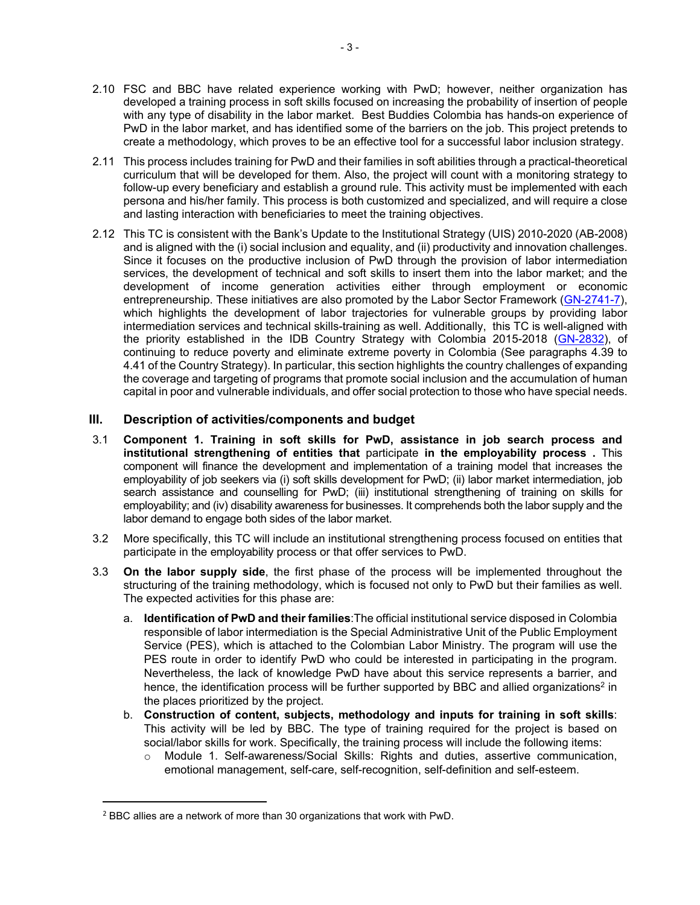2.10 FSC and BBC have related experience working with PwD; however, neither organization has developed a training process in soft skills focused on increasing the probability of insertion of people with any type of disability in the labor market. Best Buddies Colombia has hands-on experience of PwD in the labor market, and has identified some of the barriers on the job. This project pretends to create a methodology, which proves to be an effective tool for a successful labor inclusion strategy.

2.11 This process includes training for PwD and their families in soft abilities through a practical-theoretical curriculum that will be developed for them. Also, the project will count with a monitoring strategy to follow-up every beneficiary and establish a ground rule. This activity must be implemented with each persona and his/her family. This process is both customized and specialized, and will require a close and lasting interaction with beneficiaries to meet the training objectives.

2.12 This TC is consistent with the Bank's Update to the Institutional Strategy (UIS) 2010-2020 (AB-2008) and is aligned with the (i) social inclusion and equality, and (ii) productivity and innovation challenges. Since it focuses on the productive inclusion of PwD through the provision of labor intermediation services, the development of technical and soft skills to insert them into the labor market; and the development of income generation activities either through employment or economic entrepreneurship. These initiatives are also promoted by the Labor Sector Framework (GN-2741-7), which highlights the development of labor trajectories for vulnerable groups by providing labor intermediation services and technical skills-training as well. Additionally, this TC is well-aligned with the priority established in the IDB Country Strategy with Colombia 2015-2018 (GN-2832), of continuing to reduce poverty and eliminate extreme poverty in Colombia (See paragraphs 4.39 to 4.41 of the Country Strategy). In particular, this section highlights the country challenges of expanding the coverage and targeting of programs that promote social inclusion and the accumulation of human capital in poor and vulnerable individuals, and offer social protection to those who have special needs.

## III. Description of activities/components and budget

3.1 **Component 1. Training in soft skills for PwD, assistance in job search process and institutional strengthening of entities that** participate **in the employability process .** This component will finance the development and implementation of a training model that increases the employability of job seekers via (i) soft skills development for PwD; (ii) labor market intermediation, job search assistance and counselling for PwD; (iii) institutional strengthening of training on skills for employability; and (iv) disability awareness for businesses. It comprehends both the labor supply and the labor demand to engage both sides of the labor market.

3.2 More specifically, this TC will include an institutional strengthening process focused on entities that participate in the employability process or that offer services to PwD.

3.3 **On the labor supply side**, the first phase of the process will be implemented throughout the structuring of the training methodology, which is focused not only to PwD but their families as well. The expected activities for this phase are:

a. **Identification of PwD and their families**:The official institutional service disposed in Colombia responsible of labor intermediation is the Special Administrative Unit of the Public Employment Service (PES), which is attached to the Colombian Labor Ministry. The program will use the PES route in order to identify PwD who could be interested in participating in the program. Nevertheless, the lack of knowledge PwD have about this service represents a barrier, and hence, the identification process will be further supported by BBC and allied organizations[2] in the places prioritized by the project.

b. **Construction of content, subjects, methodology and inputs for training in soft skills**: This activity will be led by BBC. The type of training required for the project is based on social/labor skills for work. Specifically, the training process will include the following items:

   - Module 1. Self-awareness/Social Skills: Rights and duties, assertive communication, emotional management, self-care, self-recognition, self-definition and self-esteem.

[2] BBC allies are a network of more than 30 organizations that work with PwD.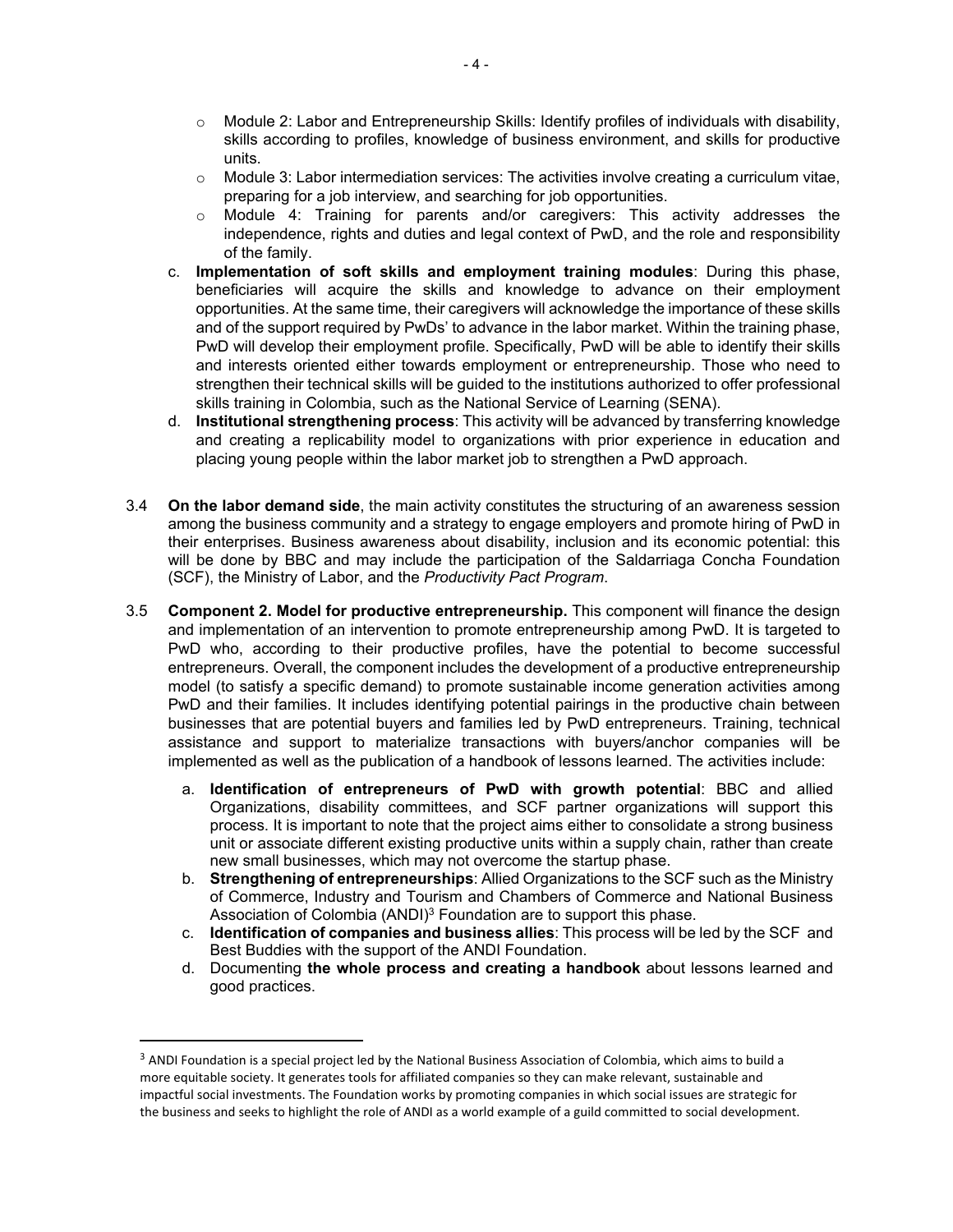- Module 2: Labor and Entrepreneurship Skills: Identify profiles of individuals with disability, skills according to profiles, knowledge of business environment, and skills for productive units.
    - Module 3: Labor intermediation services: The activities involve creating a curriculum vitae, preparing for a job interview, and searching for job opportunities.
    - Module 4: Training for parents and/or caregivers: This activity addresses the independence, rights and duties and legal context of PwD, and the role and responsibility of the family.

c. **Implementation of soft skills and employment training modules**: During this phase, beneficiaries will acquire the skills and knowledge to advance on their employment opportunities. At the same time, their caregivers will acknowledge the importance of these skills and of the support required by PwDs' to advance in the labor market. Within the training phase, PwD will develop their employment profile. Specifically, PwD will be able to identify their skills and interests oriented either towards employment or entrepreneurship. Those who need to strengthen their technical skills will be guided to the institutions authorized to offer professional skills training in Colombia, such as the National Service of Learning (SENA).

d. **Institutional strengthening process**: This activity will be advanced by transferring knowledge and creating a replicability model to organizations with prior experience in education and placing young people within the labor market job to strengthen a PwD approach.

3.4 **On the labor demand side**, the main activity constitutes the structuring of an awareness session among the business community and a strategy to engage employers and promote hiring of PwD in their enterprises. Business awareness about disability, inclusion and its economic potential: this will be done by BBC and may include the participation of the Saldarriaga Concha Foundation (SCF), the Ministry of Labor, and the *Productivity Pact Program*.

3.5 **Component 2. Model for productive entrepreneurship.** This component will finance the design and implementation of an intervention to promote entrepreneurship among PwD. It is targeted to PwD who, according to their productive profiles, have the potential to become successful entrepreneurs. Overall, the component includes the development of a productive entrepreneurship model (to satisfy a specific demand) to promote sustainable income generation activities among PwD and their families. It includes identifying potential pairings in the productive chain between businesses that are potential buyers and families led by PwD entrepreneurs. Training, technical assistance and support to materialize transactions with buyers/anchor companies will be implemented as well as the publication of a handbook of lessons learned. The activities include:

a. **Identification of entrepreneurs of PwD with growth potential**: BBC and allied Organizations, disability committees, and SCF partner organizations will support this process. It is important to note that the project aims either to consolidate a strong business unit or associate different existing productive units within a supply chain, rather than create new small businesses, which may not overcome the startup phase.

b. **Strengthening of entrepreneurships**: Allied Organizations to the SCF such as the Ministry of Commerce, Industry and Tourism and Chambers of Commerce and National Business Association of Colombia (ANDI)[3] Foundation are to support this phase.

c. **Identification of companies and business allies**: This process will be led by the SCF and Best Buddies with the support of the ANDI Foundation.

d. Documenting **the whole process and creating a handbook** about lessons learned and good practices.

---

[3] ANDI Foundation is a special project led by the National Business Association of Colombia, which aims to build a more equitable society. It generates tools for affiliated companies so they can make relevant, sustainable and impactful social investments. The Foundation works by promoting companies in which social issues are strategic for the business and seeks to highlight the role of ANDI as a world example of a guild committed to social development.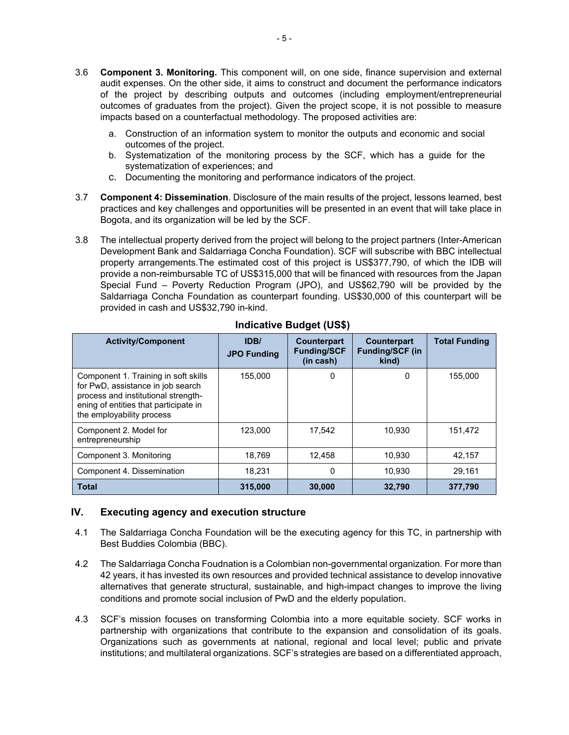3.6 **Component 3. Monitoring.** This component will, on one side, finance supervision and external audit expenses. On the other side, it aims to construct and document the performance indicators of the project by describing outputs and outcomes (including employment/entrepreneurial outcomes of graduates from the project). Given the project scope, it is not possible to measure impacts based on a counterfactual methodology. The proposed activities are:

   a. Construction of an information system to monitor the outputs and economic and social outcomes of the project.
   b. Systematization of the monitoring process by the SCF, which has a guide for the systematization of experiences; and
   c. Documenting the monitoring and performance indicators of the project.

3.7 **Component 4: Dissemination**. Disclosure of the main results of the project, lessons learned, best practices and key challenges and opportunities will be presented in an event that will take place in Bogota, and its organization will be led by the SCF.

3.8 The intellectual property derived from the project will belong to the project partners (Inter-American Development Bank and Saldarriaga Concha Foundation). SCF will subscribe with BBC intellectual property arrangements.The estimated cost of this project is US$377,790, of which the IDB will provide a non-reimbursable TC of US$315,000 that will be financed with resources from the Japan Special Fund – Poverty Reduction Program (JPO), and US$62,790 will be provided by the Saldarriaga Concha Foundation as counterpart founding. US$30,000 of this counterpart will be provided in cash and US$32,790 in-kind.

**Indicative Budget (US$)**

| Activity/Component | IDB/ JPO Funding | Counterpart Funding/SCF (in cash) | Counterpart Funding/SCF (in kind) | Total Funding |
|---|---|---|---|---|
| Component 1. Training in soft skills for PwD, assistance in job search process and institutional strengthening of entities that participate in the employability process | 155,000 | 0 | 0 | 155,000 |
| Component 2. Model for entrepreneurship | 123,000 | 17,542 | 10,930 | 151,472 |
| Component 3. Monitoring | 18,769 | 12,458 | 10,930 | 42,157 |
| Component 4. Dissemination | 18,231 | 0 | 10,930 | 29,161 |
| **Total** | **315,000** | **30,000** | **32,790** | **377,790** |

## IV. Executing agency and execution structure

4.1 The Saldarriaga Concha Foundation will be the executing agency for this TC, in partnership with Best Buddies Colombia (BBC).

4.2 The Saldarriaga Concha Foudnation is a Colombian non-governmental organization. For more than 42 years, it has invested its own resources and provided technical assistance to develop innovative alternatives that generate structural, sustainable, and high-impact changes to improve the living conditions and promote social inclusion of PwD and the elderly population.

4.3 SCF's mission focuses on transforming Colombia into a more equitable society. SCF works in partnership with organizations that contribute to the expansion and consolidation of its goals. Organizations such as governments at national, regional and local level; public and private institutions; and multilateral organizations. SCF's strategies are based on a differentiated approach,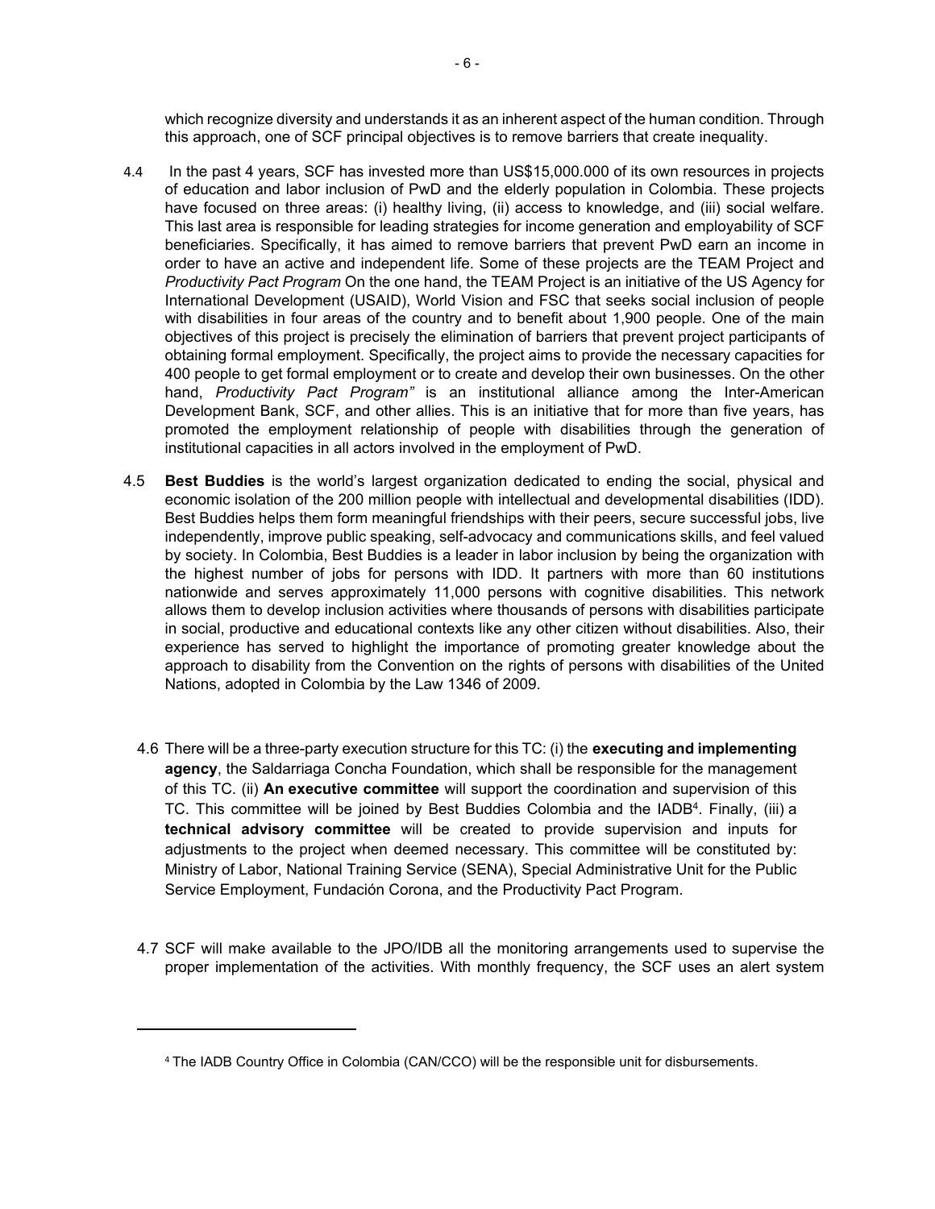which recognize diversity and understands it as an inherent aspect of the human condition. Through this approach, one of SCF principal objectives is to remove barriers that create inequality.

4.4 In the past 4 years, SCF has invested more than US$15,000.000 of its own resources in projects of education and labor inclusion of PwD and the elderly population in Colombia. These projects have focused on three areas: (i) healthy living, (ii) access to knowledge, and (iii) social welfare. This last area is responsible for leading strategies for income generation and employability of SCF beneficiaries. Specifically, it has aimed to remove barriers that prevent PwD earn an income in order to have an active and independent life. Some of these projects are the TEAM Project and *Productivity Pact Program* On the one hand, the TEAM Project is an initiative of the US Agency for International Development (USAID), World Vision and FSC that seeks social inclusion of people with disabilities in four areas of the country and to benefit about 1,900 people. One of the main objectives of this project is precisely the elimination of barriers that prevent project participants of obtaining formal employment. Specifically, the project aims to provide the necessary capacities for 400 people to get formal employment or to create and develop their own businesses. On the other hand, *Productivity Pact Program"* is an institutional alliance among the Inter-American Development Bank, SCF, and other allies. This is an initiative that for more than five years, has promoted the employment relationship of people with disabilities through the generation of institutional capacities in all actors involved in the employment of PwD.

4.5 **Best Buddies** is the world's largest organization dedicated to ending the social, physical and economic isolation of the 200 million people with intellectual and developmental disabilities (IDD). Best Buddies helps them form meaningful friendships with their peers, secure successful jobs, live independently, improve public speaking, self-advocacy and communications skills, and feel valued by society. In Colombia, Best Buddies is a leader in labor inclusion by being the organization with the highest number of jobs for persons with IDD. It partners with more than 60 institutions nationwide and serves approximately 11,000 persons with cognitive disabilities. This network allows them to develop inclusion activities where thousands of persons with disabilities participate in social, productive and educational contexts like any other citizen without disabilities. Also, their experience has served to highlight the importance of promoting greater knowledge about the approach to disability from the Convention on the rights of persons with disabilities of the United Nations, adopted in Colombia by the Law 1346 of 2009.

4.6 There will be a three-party execution structure for this TC: (i) the **executing and implementing agency**, the Saldarriaga Concha Foundation, which shall be responsible for the management of this TC. (ii) **An executive committee** will support the coordination and supervision of this TC. This committee will be joined by Best Buddies Colombia and the IADB[4]. Finally, (iii) a **technical advisory committee** will be created to provide supervision and inputs for adjustments to the project when deemed necessary. This committee will be constituted by: Ministry of Labor, National Training Service (SENA), Special Administrative Unit for the Public Service Employment, Fundación Corona, and the Productivity Pact Program.

4.7 SCF will make available to the JPO/IDB all the monitoring arrangements used to supervise the proper implementation of the activities. With monthly frequency, the SCF uses an alert system

---

[4] The IADB Country Office in Colombia (CAN/CCO) will be the responsible unit for disbursements.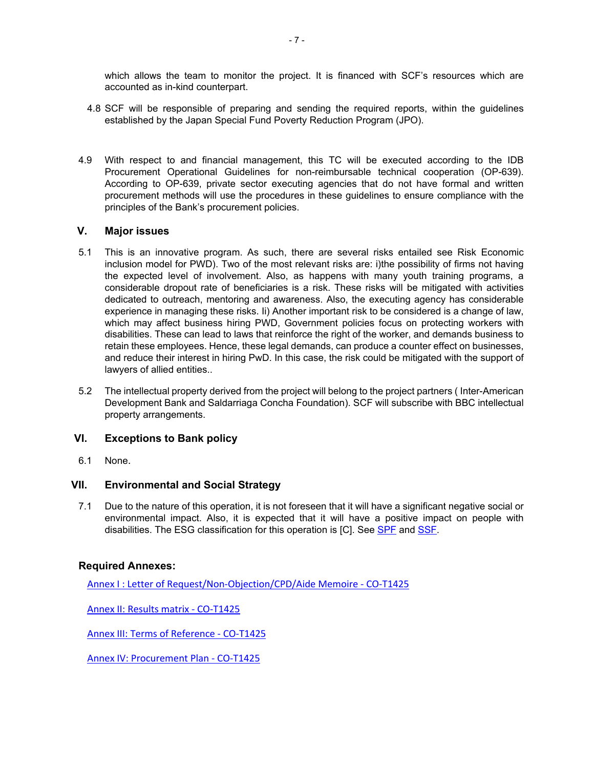which allows the team to monitor the project. It is financed with SCF's resources which are accounted as in-kind counterpart.

4.8 SCF will be responsible of preparing and sending the required reports, within the guidelines established by the Japan Special Fund Poverty Reduction Program (JPO).

4.9 With respect to and financial management, this TC will be executed according to the IDB Procurement Operational Guidelines for non-reimbursable technical cooperation (OP-639). According to OP-639, private sector executing agencies that do not have formal and written procurement methods will use the procedures in these guidelines to ensure compliance with the principles of the Bank's procurement policies.

## V. Major issues

5.1 This is an innovative program. As such, there are several risks entailed see Risk Economic inclusion model for PWD). Two of the most relevant risks are: i)the possibility of firms not having the expected level of involvement. Also, as happens with many youth training programs, a considerable dropout rate of beneficiaries is a risk. These risks will be mitigated with activities dedicated to outreach, mentoring and awareness. Also, the executing agency has considerable experience in managing these risks. Ii) Another important risk to be considered is a change of law, which may affect business hiring PWD, Government policies focus on protecting workers with disabilities. These can lead to laws that reinforce the right of the worker, and demands business to retain these employees. Hence, these legal demands, can produce a counter effect on businesses, and reduce their interest in hiring PwD. In this case, the risk could be mitigated with the support of lawyers of allied entities..

5.2 The intellectual property derived from the project will belong to the project partners ( Inter-American Development Bank and Saldarriaga Concha Foundation). SCF will subscribe with BBC intellectual property arrangements.

## VI. Exceptions to Bank policy

6.1 None.

## VII. Environmental and Social Strategy

7.1 Due to the nature of this operation, it is not foreseen that it will have a significant negative social or environmental impact. Also, it is expected that it will have a positive impact on people with disabilities. The ESG classification for this operation is [C]. See SPF and SSF.

**Required Annexes:**

Annex I : Letter of Request/Non-Objection/CPD/Aide Memoire - CO-T1425

Annex II: Results matrix - CO-T1425

Annex III: Terms of Reference - CO-T1425

Annex IV: Procurement Plan - CO-T1425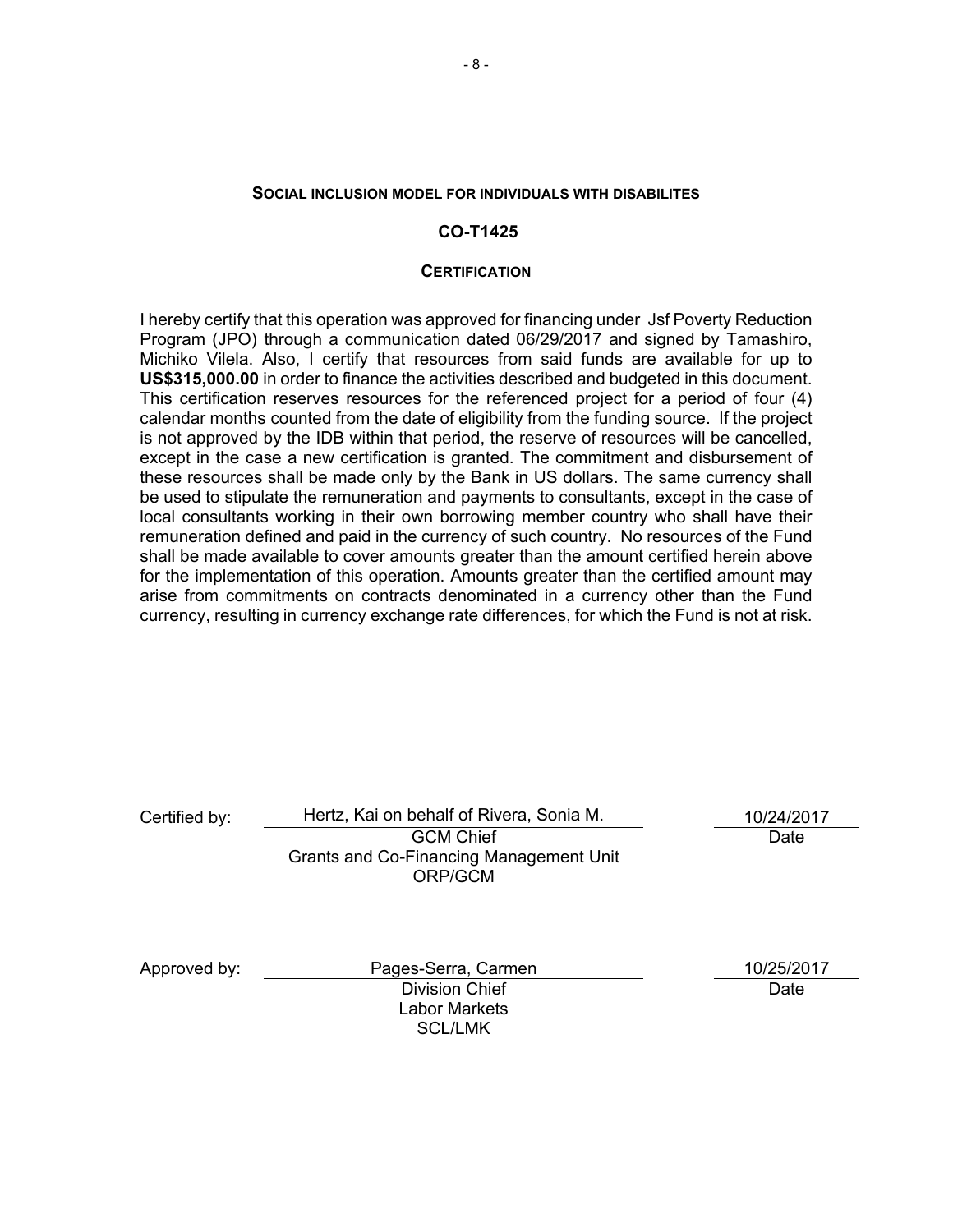**SOCIAL INCLUSION MODEL FOR INDIVIDUALS WITH DISABILITES**

**CO-T1425**

**CERTIFICATION**

I hereby certify that this operation was approved for financing under Jsf Poverty Reduction Program (JPO) through a communication dated 06/29/2017 and signed by Tamashiro, Michiko Vilela. Also, I certify that resources from said funds are available for up to **US$315,000.00** in order to finance the activities described and budgeted in this document. This certification reserves resources for the referenced project for a period of four (4) calendar months counted from the date of eligibility from the funding source. If the project is not approved by the IDB within that period, the reserve of resources will be cancelled, except in the case a new certification is granted. The commitment and disbursement of these resources shall be made only by the Bank in US dollars. The same currency shall be used to stipulate the remuneration and payments to consultants, except in the case of local consultants working in their own borrowing member country who shall have their remuneration defined and paid in the currency of such country. No resources of the Fund shall be made available to cover amounts greater than the amount certified herein above for the implementation of this operation. Amounts greater than the certified amount may arise from commitments on contracts denominated in a currency other than the Fund currency, resulting in currency exchange rate differences, for which the Fund is not at risk.

| | | |
|---|---|---|
| Certified by: | Hertz, Kai on behalf of Rivera, Sonia M.<br>GCM Chief<br>Grants and Co-Financing Management Unit<br>ORP/GCM | 10/24/2017<br>Date |
| Approved by: | Pages-Serra, Carmen<br>Division Chief<br>Labor Markets<br>SCL/LMK | 10/25/2017<br>Date |